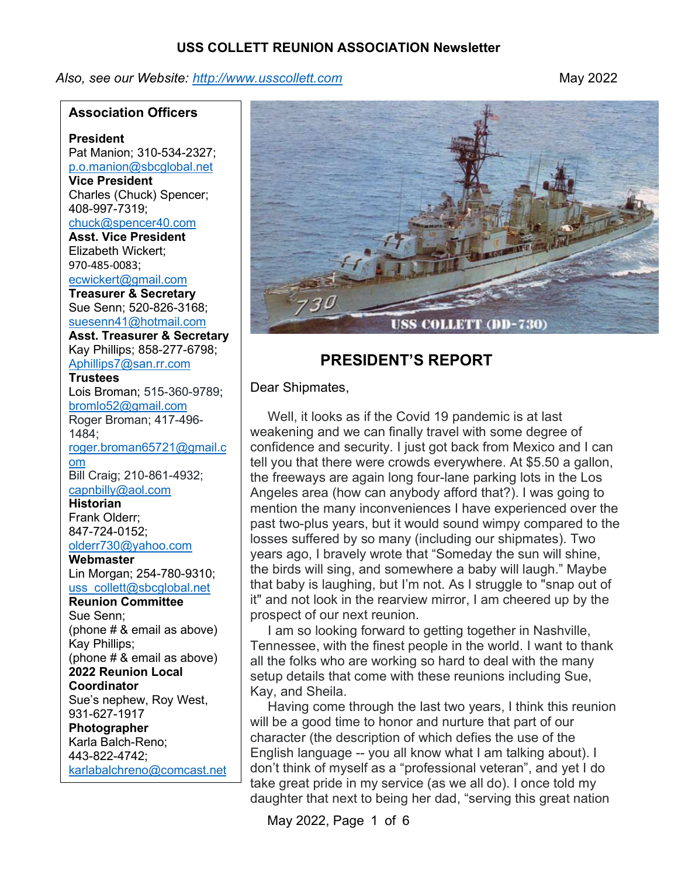**USS COLLETT REUNION ASSOCIATION Newsletter**

*Also, see our Website: http://www.usscollett.com* May 2022

## Association Officers

**President**
Pat Manion; 310-534-2327;
p.o.manion@sbcglobal.net

**Vice President**
Charles (Chuck) Spencer;
408-997-7319;
chuck@spencer40.com

**Asst. Vice President**
Elizabeth Wickert;
970-485-0083;
ecwickert@gmail.com

**Treasurer & Secretary**
Sue Senn; 520-826-3168;
suesenn41@hotmail.com

**Asst. Treasurer & Secretary**
Kay Phillips; 858-277-6798;
Aphillips7@san.rr.com

**Trustees**
Lois Broman; 515-360-9789;
bromlo52@gmail.com
Roger Broman; 417-496-1484;
roger.broman65721@gmail.com
Bill Craig; 210-861-4932;
capnbilly@aol.com

**Historian**
Frank Olderr;
847-724-0152;
olderr730@yahoo.com

**Webmaster**
Lin Morgan; 254-780-9310;
uss_collett@sbcglobal.net

**Reunion Committee**
Sue Senn;
(phone # & email as above)
Kay Phillips;
(phone # & email as above)

**2022 Reunion Local Coordinator**
Sue's nephew, Roy West,
931-627-1917

**Photographer**
Karla Balch-Reno;
443-822-4742;
karlabalchreno@comcast.net

USS COLLETT (DD-730)

## PRESIDENT'S REPORT

Dear Shipmates,

Well, it looks as if the Covid 19 pandemic is at last weakening and we can finally travel with some degree of confidence and security. I just got back from Mexico and I can tell you that there were crowds everywhere. At $5.50 a gallon, the freeways are again long four-lane parking lots in the Los Angeles area (how can anybody afford that?). I was going to mention the many inconveniences I have experienced over the past two-plus years, but it would sound wimpy compared to the losses suffered by so many (including our shipmates). Two years ago, I bravely wrote that "Someday the sun will shine, the birds will sing, and somewhere a baby will laugh." Maybe that baby is laughing, but I'm not. As I struggle to "snap out of it" and not look in the rearview mirror, I am cheered up by the prospect of our next reunion.

I am so looking forward to getting together in Nashville, Tennessee, with the finest people in the world. I want to thank all the folks who are working so hard to deal with the many setup details that come with these reunions including Sue, Kay, and Sheila.

Having come through the last two years, I think this reunion will be a good time to honor and nurture that part of our character (the description of which defies the use of the English language -- you all know what I am talking about). I don't think of myself as a "professional veteran", and yet I do take great pride in my service (as we all do). I once told my daughter that next to being her dad, "serving this great nation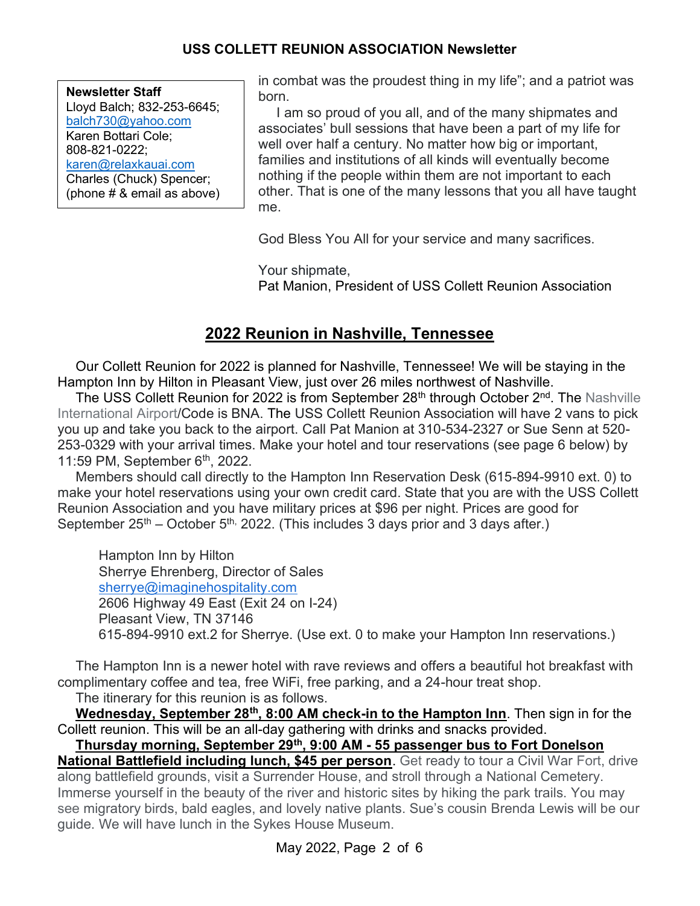**Newsletter Staff**
Lloyd Balch; 832-253-6645;
balch730@yahoo.com
Karen Bottari Cole;
808-821-0222;
karen@relaxkauai.com
Charles (Chuck) Spencer;
(phone # & email as above)

in combat was the proudest thing in my life"; and a patriot was born.

I am so proud of you all, and of the many shipmates and associates' bull sessions that have been a part of my life for well over half a century. No matter how big or important, families and institutions of all kinds will eventually become nothing if the people within them are not important to each other. That is one of the many lessons that you all have taught me.

God Bless You All for your service and many sacrifices.

Your shipmate,
Pat Manion, President of USS Collett Reunion Association

## 2022 Reunion in Nashville, Tennessee

Our Collett Reunion for 2022 is planned for Nashville, Tennessee! We will be staying in the Hampton Inn by Hilton in Pleasant View, just over 26 miles northwest of Nashville.

The USS Collett Reunion for 2022 is from September 28th through October 2nd. The Nashville International Airport/Code is BNA. The USS Collett Reunion Association will have 2 vans to pick you up and take you back to the airport. Call Pat Manion at 310-534-2327 or Sue Senn at 520-253-0329 with your arrival times. Make your hotel and tour reservations (see page 6 below) by 11:59 PM, September 6th, 2022.

Members should call directly to the Hampton Inn Reservation Desk (615-894-9910 ext. 0) to make your hotel reservations using your own credit card. State that you are with the USS Collett Reunion Association and you have military prices at $96 per night. Prices are good for September 25th – October 5th, 2022. (This includes 3 days prior and 3 days after.)

Hampton Inn by Hilton
Sherrye Ehrenberg, Director of Sales
sherrye@imaginehospitality.com
2606 Highway 49 East (Exit 24 on I-24)
Pleasant View, TN 37146
615-894-9910 ext.2 for Sherrye. (Use ext. 0 to make your Hampton Inn reservations.)

The Hampton Inn is a newer hotel with rave reviews and offers a beautiful hot breakfast with complimentary coffee and tea, free WiFi, free parking, and a 24-hour treat shop.

The itinerary for this reunion is as follows.

**Wednesday, September 28th, 8:00 AM check-in to the Hampton Inn**. Then sign in for the Collett reunion. This will be an all-day gathering with drinks and snacks provided.

**Thursday morning, September 29th, 9:00 AM - 55 passenger bus to Fort Donelson National Battlefield including lunch, $45 per person**. Get ready to tour a Civil War Fort, drive along battlefield grounds, visit a Surrender House, and stroll through a National Cemetery. Immerse yourself in the beauty of the river and historic sites by hiking the park trails. You may see migratory birds, bald eagles, and lovely native plants. Sue's cousin Brenda Lewis will be our guide. We will have lunch in the Sykes House Museum.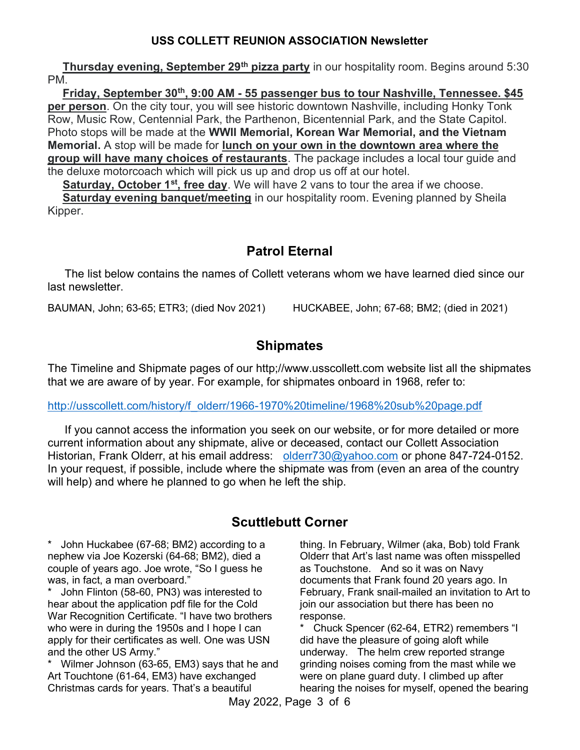**<u>Thursday evening, September 29th pizza party</u>** in our hospitality room. Begins around 5:30 PM.

**<u>Friday, September 30th, 9:00 AM - 55 passenger bus to tour Nashville, Tennessee. $45 per person</u>**. On the city tour, you will see historic downtown Nashville, including Honky Tonk Row, Music Row, Centennial Park, the Parthenon, Bicentennial Park, and the State Capitol. Photo stops will be made at the **WWII Memorial, Korean War Memorial, and the Vietnam Memorial.** A stop will be made for **<u>lunch on your own in the downtown area where the group will have many choices of restaurants</u>**. The package includes a local tour guide and the deluxe motorcoach which will pick us up and drop us off at our hotel.

**<u>Saturday, October 1st, free day</u>**. We will have 2 vans to tour the area if we choose.

**<u>Saturday evening banquet/meeting</u>** in our hospitality room. Evening planned by Sheila Kipper.

## Patrol Eternal

The list below contains the names of Collett veterans whom we have learned died since our last newsletter.

BAUMAN, John; 63-65; ETR3; (died Nov 2021)

HUCKABEE, John; 67-68; BM2; (died in 2021)

## Shipmates

The Timeline and Shipmate pages of our http;//www.usscollett.com website list all the shipmates that we are aware of by year. For example, for shipmates onboard in 1968, refer to:

http://usscollett.com/history/f_olderr/1966-1970%20timeline/1968%20sub%20page.pdf

If you cannot access the information you seek on our website, or for more detailed or more current information about any shipmate, alive or deceased, contact our Collett Association Historian, Frank Olderr, at his email address: olderr730@yahoo.com or phone 847-724-0152. In your request, if possible, include where the shipmate was from (even an area of the country will help) and where he planned to go when he left the ship.

## Scuttlebutt Corner

* John Huckabee (67-68; BM2) according to a nephew via Joe Kozerski (64-68; BM2), died a couple of years ago. Joe wrote, "So I guess he was, in fact, a man overboard."
* John Flinton (58-60, PN3) was interested to hear about the application pdf file for the Cold War Recognition Certificate. "I have two brothers who were in during the 1950s and I hope I can apply for their certificates as well. One was USN and the other US Army."
* Wilmer Johnson (63-65, EM3) says that he and Art Touchtone (61-64, EM3) have exchanged Christmas cards for years. That's a beautiful thing. In February, Wilmer (aka, Bob) told Frank Olderr that Art's last name was often misspelled as Touchstone. And so it was on Navy documents that Frank found 20 years ago. In February, Frank snail-mailed an invitation to Art to join our association but there has been no response.
* Chuck Spencer (62-64, ETR2) remembers "I did have the pleasure of going aloft while underway. The helm crew reported strange grinding noises coming from the mast while we were on plane guard duty. I climbed up after hearing the noises for myself, opened the bearing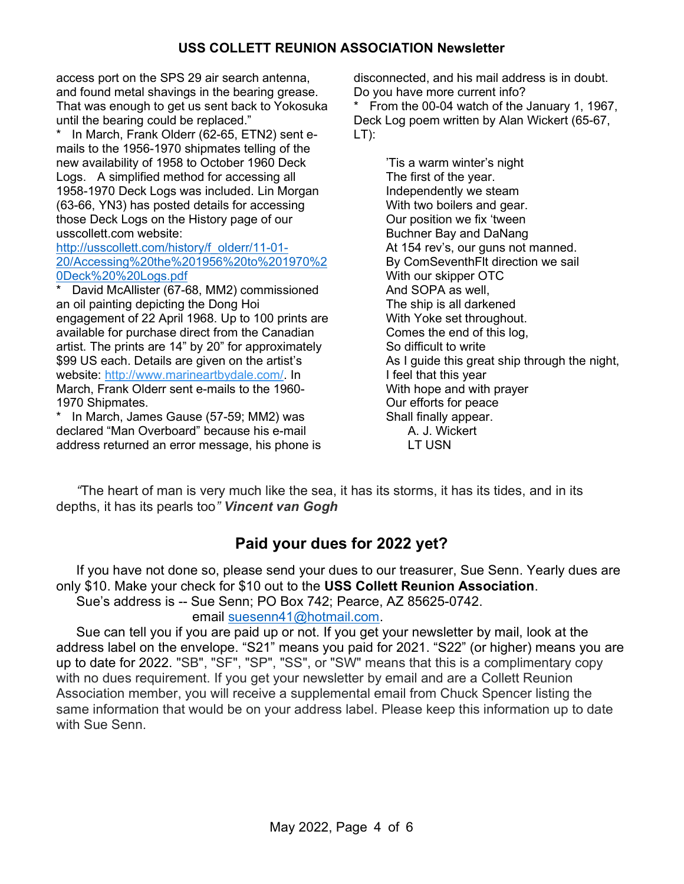access port on the SPS 29 air search antenna, and found metal shavings in the bearing grease. That was enough to get us sent back to Yokosuka until the bearing could be replaced."

* In March, Frank Olderr (62-65, ETN2) sent e-mails to the 1956-1970 shipmates telling of the new availability of 1958 to October 1960 Deck Logs. A simplified method for accessing all 1958-1970 Deck Logs was included. Lin Morgan (63-66, YN3) has posted details for accessing those Deck Logs on the History page of our usscollett.com website: http://usscollett.com/history/f_olderr/11-01-20/Accessing%20the%201956%20to%201970%20Deck%20%20Logs.pdf

* David McAllister (67-68, MM2) commissioned an oil painting depicting the Dong Hoi engagement of 22 April 1968. Up to 100 prints are available for purchase direct from the Canadian artist. The prints are 14" by 20" for approximately $99 US each. Details are given on the artist's website: http://www.marineartbydale.com/. In March, Frank Olderr sent e-mails to the 1960-1970 Shipmates.

* In March, James Gause (57-59; MM2) was declared "Man Overboard" because his e-mail address returned an error message, his phone is disconnected, and his mail address is in doubt. Do you have more current info?

* From the 00-04 watch of the January 1, 1967, Deck Log poem written by Alan Wickert (65-67, LT):

> 'Tis a warm winter's night
> The first of the year.
> Independently we steam
> With two boilers and gear.
> Our position we fix 'tween
> Buchner Bay and DaNang
> At 154 rev's, our guns not manned.
> By ComSeventhFlt direction we sail
> With our skipper OTC
> And SOPA as well,
> The ship is all darkened
> With Yoke set throughout.
> Comes the end of this log,
> So difficult to write
> As I guide this great ship through the night,
> I feel that this year
> With hope and with prayer
> Our efforts for peace
> Shall finally appear.
> A. J. Wickert
> LT USN

*"The heart of man is very much like the sea, it has its storms, it has its tides, and in its depths, it has its pearls too"* ***Vincent van Gogh***

## Paid your dues for 2022 yet?

If you have not done so, please send your dues to our treasurer, Sue Senn. Yearly dues are only $10. Make your check for $10 out to the **USS Collett Reunion Association**.

Sue's address is -- Sue Senn; PO Box 742; Pearce, AZ 85625-0742.
email suesenn41@hotmail.com.

Sue can tell you if you are paid up or not. If you get your newsletter by mail, look at the address label on the envelope. "S21" means you paid for 2021. "S22" (or higher) means you are up to date for 2022. "SB", "SF", "SP", "SS", or "SW" means that this is a complimentary copy with no dues requirement. If you get your newsletter by email and are a Collett Reunion Association member, you will receive a supplemental email from Chuck Spencer listing the same information that would be on your address label. Please keep this information up to date with Sue Senn.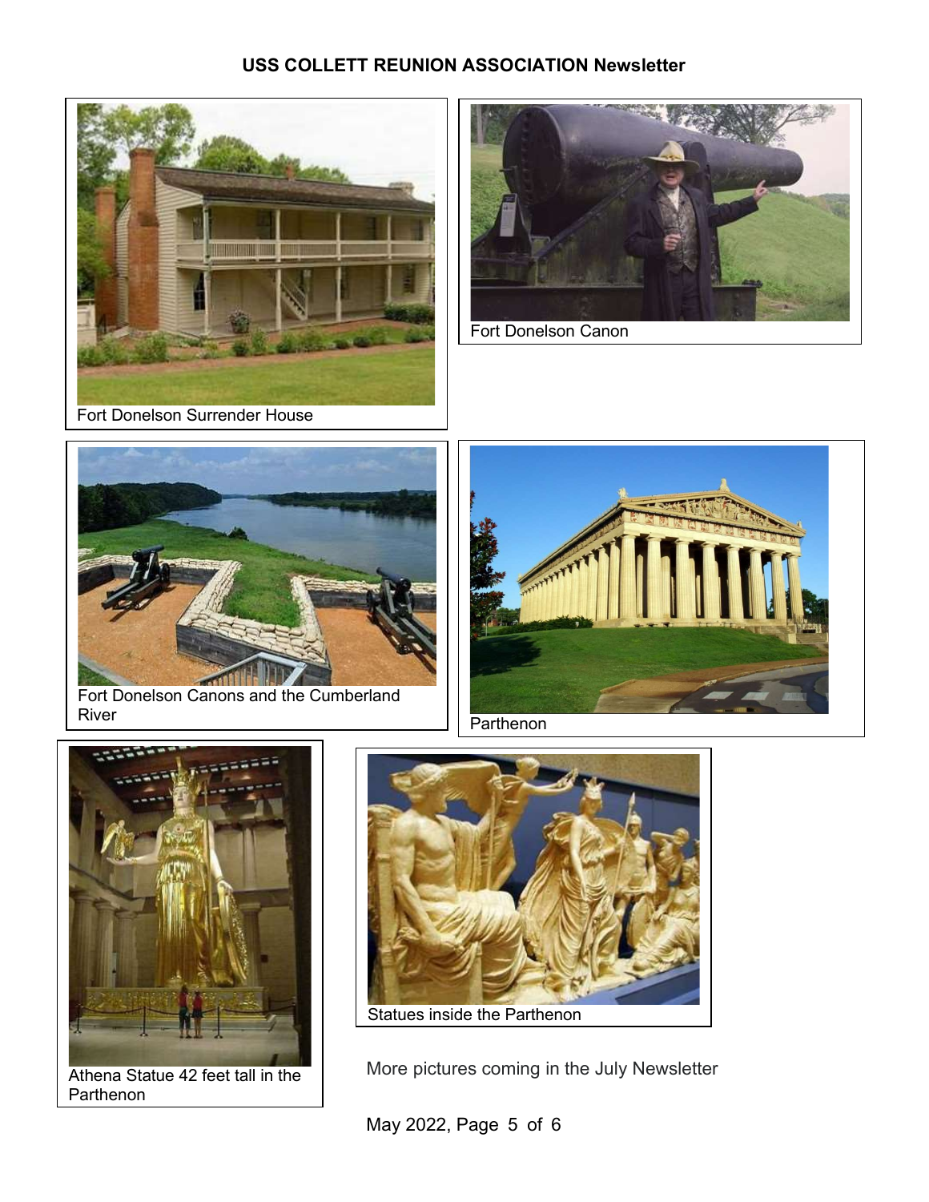Fort Donelson Surrender House

Fort Donelson Canon

Fort Donelson Canons and the Cumberland River

Parthenon

Athena Statue 42 feet tall in the Parthenon

Statues inside the Parthenon

More pictures coming in the July Newsletter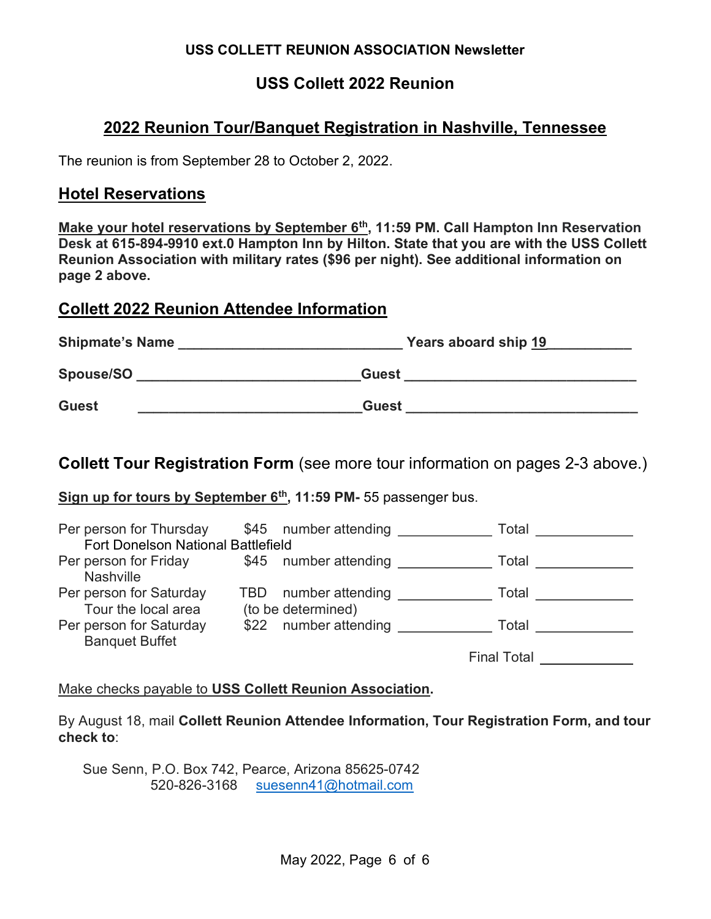**USS COLLETT REUNION ASSOCIATION Newsletter**

## USS Collett 2022 Reunion

## 2022 Reunion Tour/Banquet Registration in Nashville, Tennessee

The reunion is from September 28 to October 2, 2022.

### Hotel Reservations

**Make your hotel reservations by September 6th, 11:59 PM. Call Hampton Inn Reservation Desk at 615-894-9910 ext.0 Hampton Inn by Hilton. State that you are with the USS Collett Reunion Association with military rates ($96 per night). See additional information on page 2 above.**

### Collett 2022 Reunion Attendee Information

**Shipmate's Name** ____________________________ **Years aboard ship 19**__________

**Spouse/SO** ____________________________ **Guest** ____________________________

**Guest** ____________________________ **Guest** ____________________________

### Collett Tour Registration Form (see more tour information on pages 2-3 above.)

**Sign up for tours by September 6th, 11:59 PM-** 55 passenger bus.

| | | | |
|---|---|---|---|
| Per person for Thursday<br>Fort Donelson National Battlefield | $45 | number attending __________ | Total __________ |
| Per person for Friday<br>Nashville | $45 | number attending __________ | Total __________ |
| Per person for Saturday<br>Tour the local area | TBD<br>(to be determined) | number attending __________ | Total __________ |
| Per person for Saturday<br>Banquet Buffet | $22 | number attending __________ | Total __________ |
| | | | Final Total __________ |

Make checks payable to **USS Collett Reunion Association.**

By August 18, mail **Collett Reunion Attendee Information, Tour Registration Form, and tour check to**:

Sue Senn, P.O. Box 742, Pearce, Arizona 85625-0742
520-826-3168 suesenn41@hotmail.com

May 2022